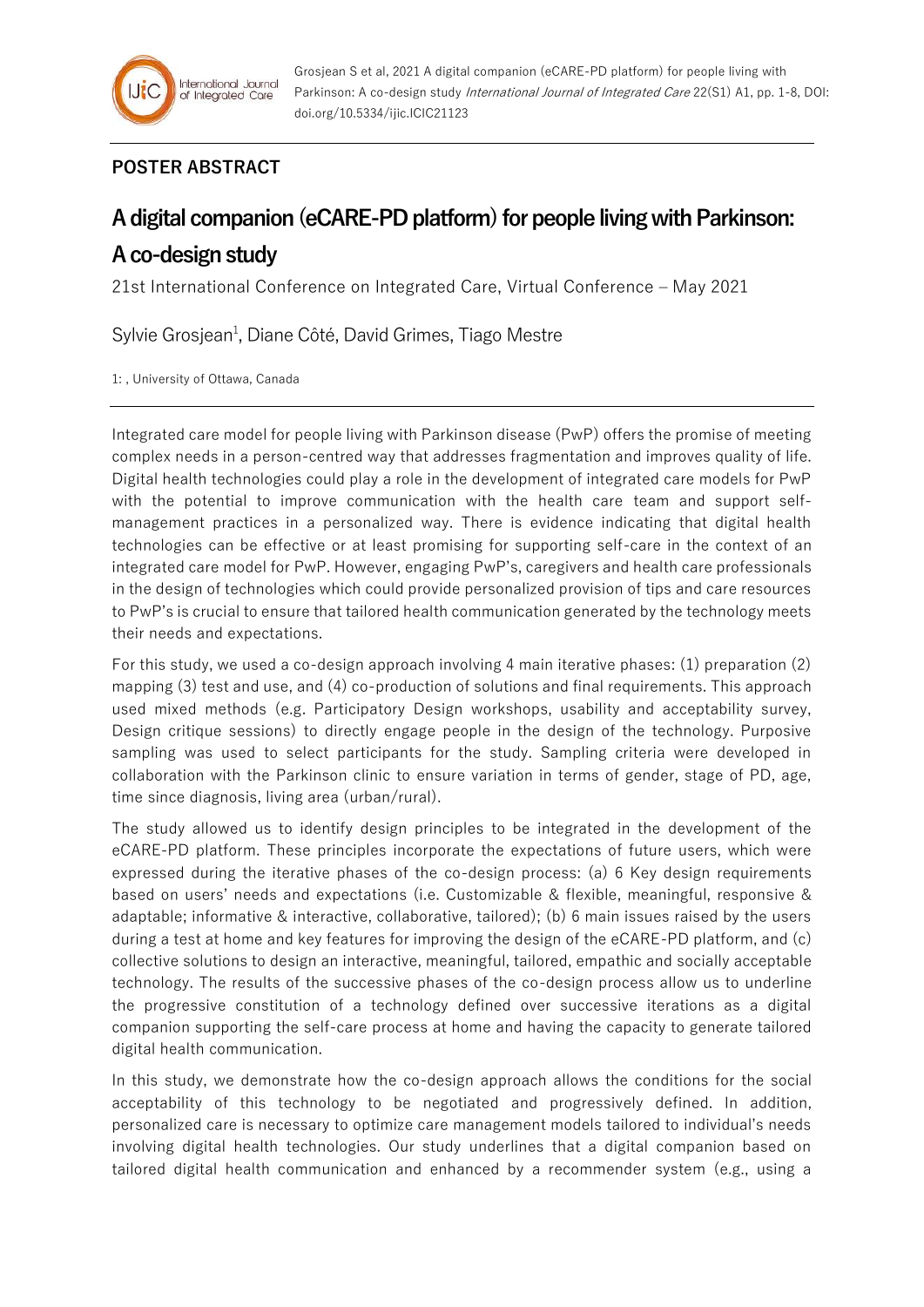**POSTER ABSTRACT**

# A digital companion (eCARE-PD platform) for people living with Parkinson: A co-design study

21st International Conference on Integrated Care, Virtual Conference – May 2021

Sylvie Grosjean[1], Diane Côté, David Grimes, Tiago Mestre

1: , University of Ottawa, Canada

Integrated care model for people living with Parkinson disease (PwP) offers the promise of meeting complex needs in a person-centred way that addresses fragmentation and improves quality of life. Digital health technologies could play a role in the development of integrated care models for PwP with the potential to improve communication with the health care team and support self-management practices in a personalized way. There is evidence indicating that digital health technologies can be effective or at least promising for supporting self-care in the context of an integrated care model for PwP. However, engaging PwP's, caregivers and health care professionals in the design of technologies which could provide personalized provision of tips and care resources to PwP's is crucial to ensure that tailored health communication generated by the technology meets their needs and expectations.

For this study, we used a co-design approach involving 4 main iterative phases: (1) preparation (2) mapping (3) test and use, and (4) co-production of solutions and final requirements. This approach used mixed methods (e.g. Participatory Design workshops, usability and acceptability survey, Design critique sessions) to directly engage people in the design of the technology. Purposive sampling was used to select participants for the study. Sampling criteria were developed in collaboration with the Parkinson clinic to ensure variation in terms of gender, stage of PD, age, time since diagnosis, living area (urban/rural).

The study allowed us to identify design principles to be integrated in the development of the eCARE-PD platform. These principles incorporate the expectations of future users, which were expressed during the iterative phases of the co-design process: (a) 6 Key design requirements based on users' needs and expectations (i.e. Customizable & flexible, meaningful, responsive & adaptable; informative & interactive, collaborative, tailored); (b) 6 main issues raised by the users during a test at home and key features for improving the design of the eCARE-PD platform, and (c) collective solutions to design an interactive, meaningful, tailored, empathic and socially acceptable technology. The results of the successive phases of the co-design process allow us to underline the progressive constitution of a technology defined over successive iterations as a digital companion supporting the self-care process at home and having the capacity to generate tailored digital health communication.

In this study, we demonstrate how the co-design approach allows the conditions for the social acceptability of this technology to be negotiated and progressively defined. In addition, personalized care is necessary to optimize care management models tailored to individual's needs involving digital health technologies. Our study underlines that a digital companion based on tailored digital health communication and enhanced by a recommender system (e.g., using a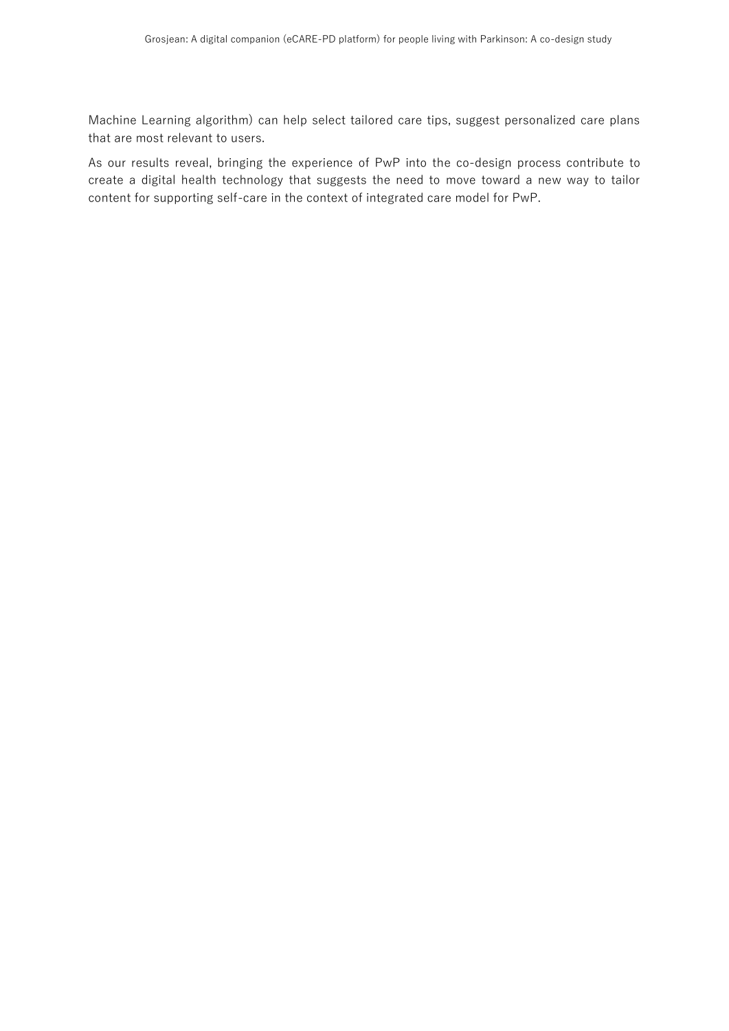Machine Learning algorithm) can help select tailored care tips, suggest personalized care plans that are most relevant to users.

As our results reveal, bringing the experience of PwP into the co-design process contribute to create a digital health technology that suggests the need to move toward a new way to tailor content for supporting self-care in the context of integrated care model for PwP.